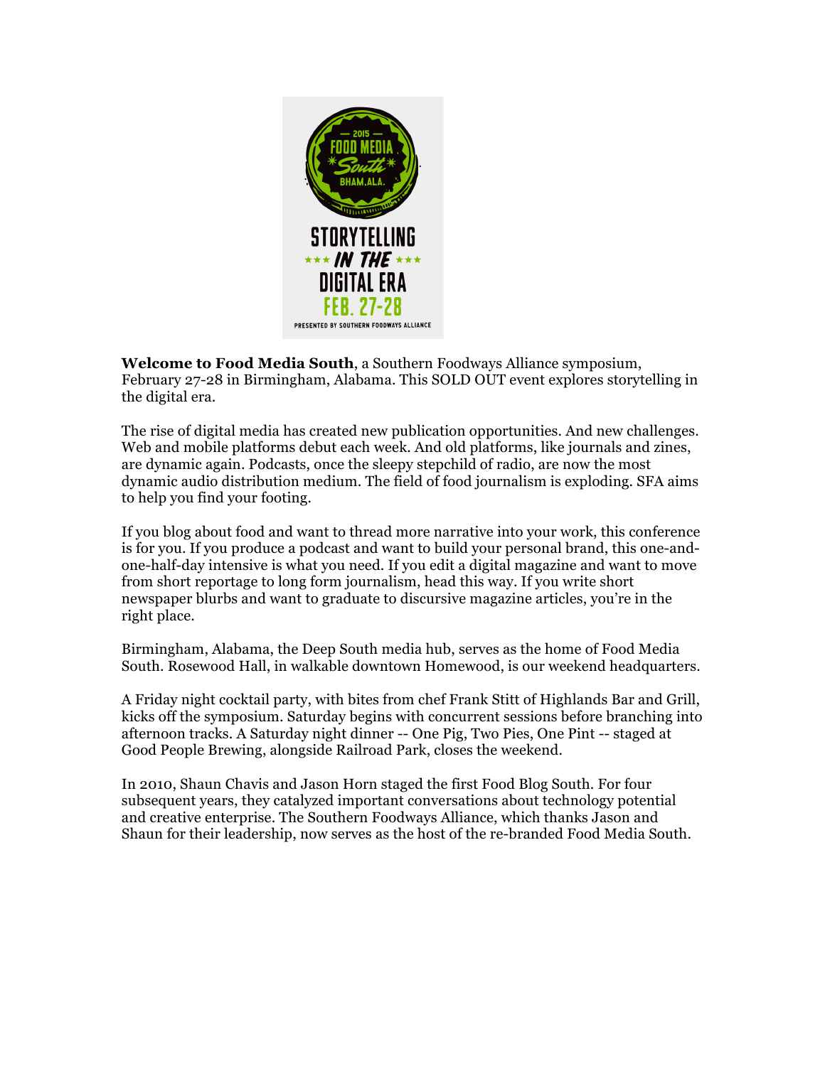**Welcome to Food Media South**, a Southern Foodways Alliance symposium, February 27-28 in Birmingham, Alabama. This SOLD OUT event explores storytelling in the digital era.

The rise of digital media has created new publication opportunities. And new challenges. Web and mobile platforms debut each week. And old platforms, like journals and zines, are dynamic again. Podcasts, once the sleepy stepchild of radio, are now the most dynamic audio distribution medium. The field of food journalism is exploding. SFA aims to help you find your footing.

If you blog about food and want to thread more narrative into your work, this conference is for you. If you produce a podcast and want to build your personal brand, this one-and-one-half-day intensive is what you need. If you edit a digital magazine and want to move from short reportage to long form journalism, head this way. If you write short newspaper blurbs and want to graduate to discursive magazine articles, you're in the right place.

Birmingham, Alabama, the Deep South media hub, serves as the home of Food Media South. Rosewood Hall, in walkable downtown Homewood, is our weekend headquarters.

A Friday night cocktail party, with bites from chef Frank Stitt of Highlands Bar and Grill, kicks off the symposium. Saturday begins with concurrent sessions before branching into afternoon tracks. A Saturday night dinner -- One Pig, Two Pies, One Pint -- staged at Good People Brewing, alongside Railroad Park, closes the weekend.

In 2010, Shaun Chavis and Jason Horn staged the first Food Blog South. For four subsequent years, they catalyzed important conversations about technology potential and creative enterprise. The Southern Foodways Alliance, which thanks Jason and Shaun for their leadership, now serves as the host of the re-branded Food Media South.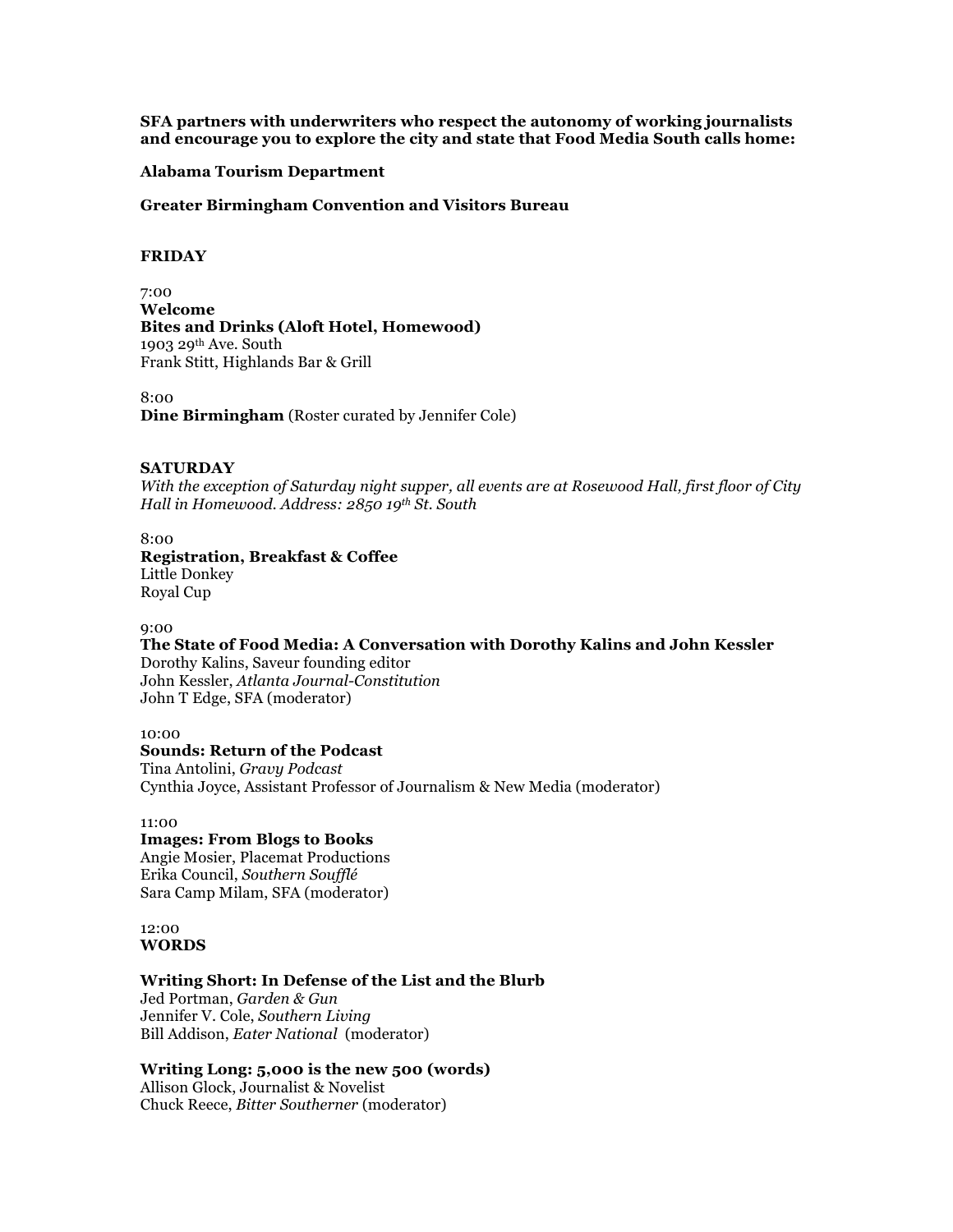**SFA partners with underwriters who respect the autonomy of working journalists and encourage you to explore the city and state that Food Media South calls home:**

**Alabama Tourism Department**

**Greater Birmingham Convention and Visitors Bureau**

## FRIDAY

7:00
**Welcome**
**Bites and Drinks (Aloft Hotel, Homewood)**
1903 29th Ave. South
Frank Stitt, Highlands Bar & Grill

8:00
**Dine Birmingham** (Roster curated by Jennifer Cole)

## SATURDAY

*With the exception of Saturday night supper, all events are at Rosewood Hall, first floor of City Hall in Homewood. Address: 2850 19th St. South*

8:00
**Registration, Breakfast & Coffee**
Little Donkey
Royal Cup

9:00
**The State of Food Media: A Conversation with Dorothy Kalins and John Kessler**
Dorothy Kalins, Saveur founding editor
John Kessler, *Atlanta Journal-Constitution*
John T Edge, SFA (moderator)

10:00
**Sounds: Return of the Podcast**
Tina Antolini, *Gravy Podcast*
Cynthia Joyce, Assistant Professor of Journalism & New Media (moderator)

11:00
**Images: From Blogs to Books**
Angie Mosier, Placemat Productions
Erika Council, *Southern Soufflé*
Sara Camp Milam, SFA (moderator)

12:00
**WORDS**

**Writing Short: In Defense of the List and the Blurb**
Jed Portman, *Garden & Gun*
Jennifer V. Cole, *Southern Living*
Bill Addison, *Eater National* (moderator)

**Writing Long: 5,000 is the new 500 (words)**
Allison Glock, Journalist & Novelist
Chuck Reece, *Bitter Southerner* (moderator)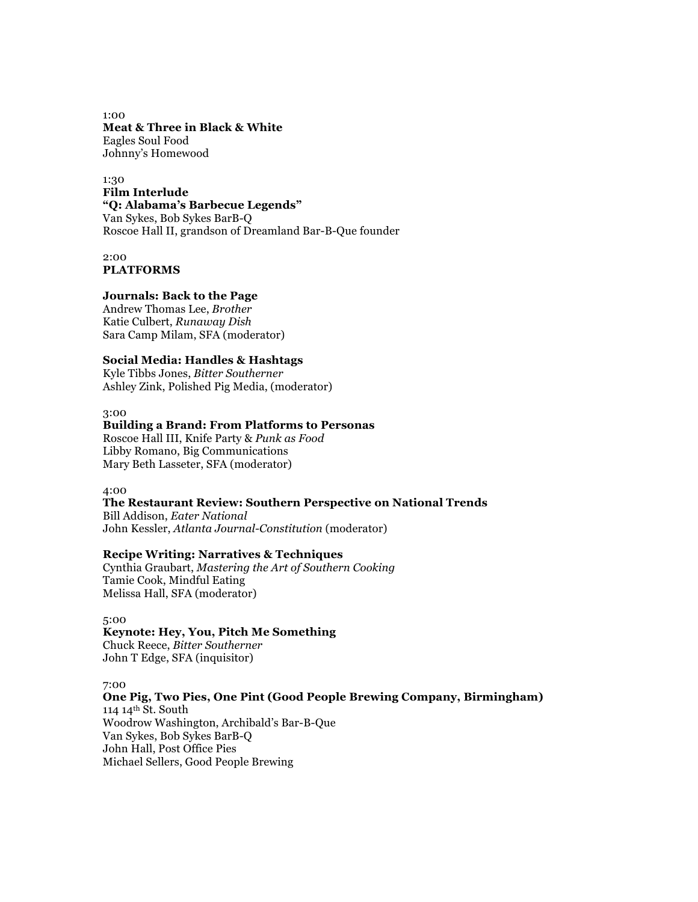1:00

**Meat & Three in Black & White**
Eagles Soul Food
Johnny's Homewood

1:30

**Film Interlude**
**"Q: Alabama's Barbecue Legends"**
Van Sykes, Bob Sykes BarB-Q
Roscoe Hall II, grandson of Dreamland Bar-B-Que founder

2:00

**PLATFORMS**

**Journals: Back to the Page**
Andrew Thomas Lee, *Brother*
Katie Culbert, *Runaway Dish*
Sara Camp Milam, SFA (moderator)

**Social Media: Handles & Hashtags**
Kyle Tibbs Jones, *Bitter Southerner*
Ashley Zink, Polished Pig Media, (moderator)

3:00

**Building a Brand: From Platforms to Personas**
Roscoe Hall III, Knife Party & *Punk as Food*
Libby Romano, Big Communications
Mary Beth Lasseter, SFA (moderator)

4:00

**The Restaurant Review: Southern Perspective on National Trends**
Bill Addison, *Eater National*
John Kessler, *Atlanta Journal-Constitution* (moderator)

**Recipe Writing: Narratives & Techniques**
Cynthia Graubart, *Mastering the Art of Southern Cooking*
Tamie Cook, Mindful Eating
Melissa Hall, SFA (moderator)

5:00

**Keynote: Hey, You, Pitch Me Something**
Chuck Reece, *Bitter Southerner*
John T Edge, SFA (inquisitor)

7:00

**One Pig, Two Pies, One Pint (Good People Brewing Company, Birmingham)**
114 14th St. South
Woodrow Washington, Archibald's Bar-B-Que
Van Sykes, Bob Sykes BarB-Q
John Hall, Post Office Pies
Michael Sellers, Good People Brewing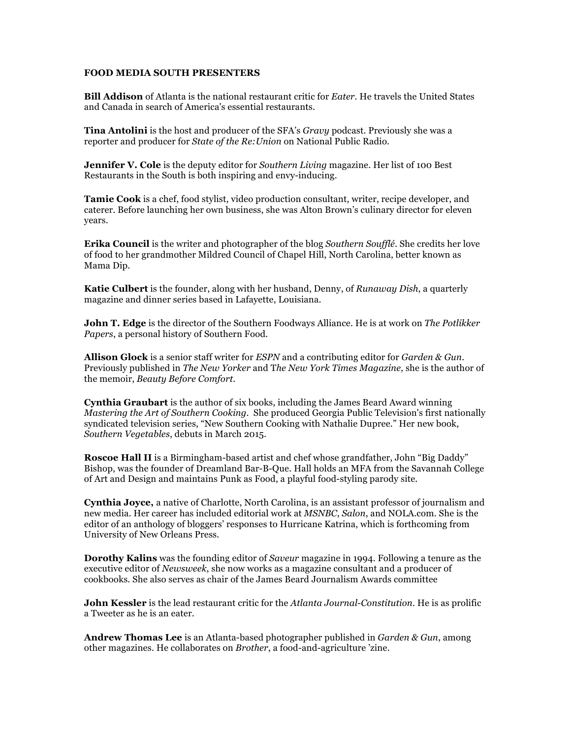**FOOD MEDIA SOUTH PRESENTERS**

**Bill Addison** of Atlanta is the national restaurant critic for *Eater*. He travels the United States and Canada in search of America's essential restaurants.

**Tina Antolini** is the host and producer of the SFA's *Gravy* podcast. Previously she was a reporter and producer for *State of the Re:Union* on National Public Radio.

**Jennifer V. Cole** is the deputy editor for *Southern Living* magazine. Her list of 100 Best Restaurants in the South is both inspiring and envy-inducing.

**Tamie Cook** is a chef, food stylist, video production consultant, writer, recipe developer, and caterer. Before launching her own business, she was Alton Brown's culinary director for eleven years.

**Erika Council** is the writer and photographer of the blog *Southern Soufflé*. She credits her love of food to her grandmother Mildred Council of Chapel Hill, North Carolina, better known as Mama Dip.

**Katie Culbert** is the founder, along with her husband, Denny, of *Runaway Dish*, a quarterly magazine and dinner series based in Lafayette, Louisiana.

**John T. Edge** is the director of the Southern Foodways Alliance. He is at work on *The Potlikker Papers*, a personal history of Southern Food.

**Allison Glock** is a senior staff writer for *ESPN* and a contributing editor for *Garden & Gun*. Previously published in *The New Yorker* and T*he New York Times Magazine,* she is the author of the memoir, *Beauty Before Comfort*.

**Cynthia Graubart** is the author of six books, including the James Beard Award winning *Mastering the Art of Southern Cooking*. She produced Georgia Public Television's first nationally syndicated television series, "New Southern Cooking with Nathalie Dupree." Her new book, *Southern Vegetables*, debuts in March 2015.

**Roscoe Hall II** is a Birmingham-based artist and chef whose grandfather, John "Big Daddy" Bishop, was the founder of Dreamland Bar-B-Que. Hall holds an MFA from the Savannah College of Art and Design and maintains Punk as Food, a playful food-styling parody site.

**Cynthia Joyce,** a native of Charlotte, North Carolina, is an assistant professor of journalism and new media. Her career has included editorial work at *MSNBC, Salon*, and NOLA.com. She is the editor of an anthology of bloggers' responses to Hurricane Katrina, which is forthcoming from University of New Orleans Press.

**Dorothy Kalins** was the founding editor of *Saveur* magazine in 1994. Following a tenure as the executive editor of *Newsweek*, she now works as a magazine consultant and a producer of cookbooks. She also serves as chair of the James Beard Journalism Awards committee

**John Kessler** is the lead restaurant critic for the *Atlanta Journal-Constitution*. He is as prolific a Tweeter as he is an eater.

**Andrew Thomas Lee** is an Atlanta-based photographer published in *Garden & Gun*, among other magazines. He collaborates on *Brother*, a food-and-agriculture 'zine.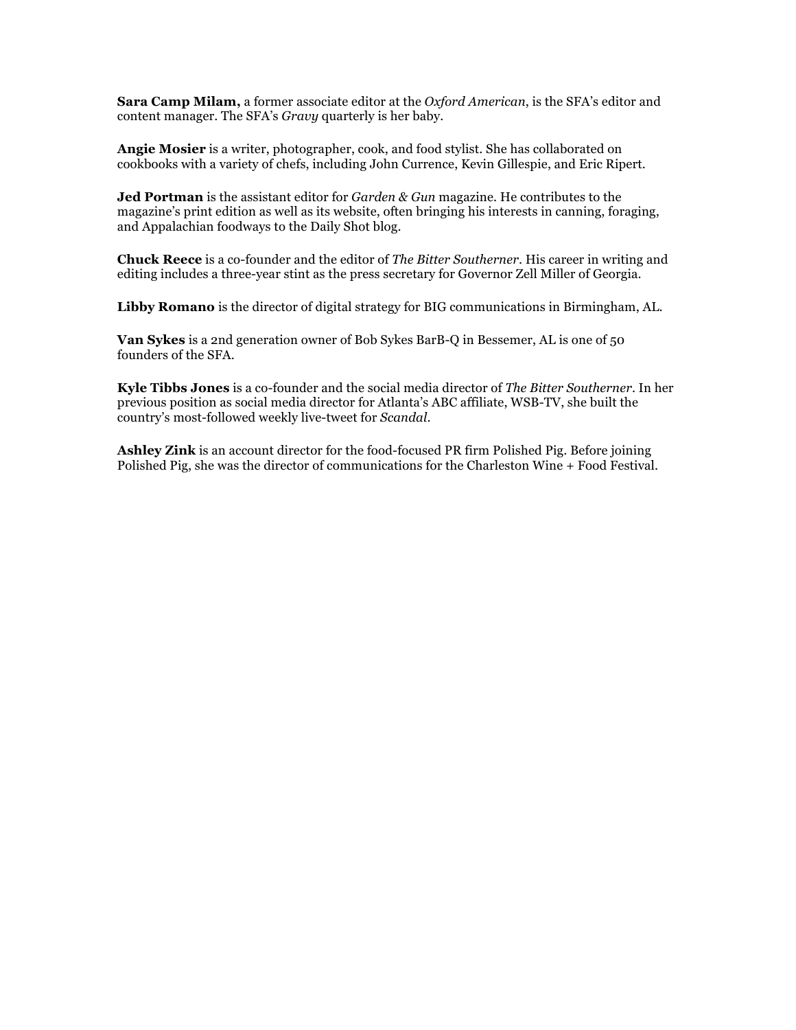**Sara Camp Milam,** a former associate editor at the *Oxford American*, is the SFA's editor and content manager. The SFA's *Gravy* quarterly is her baby.

**Angie Mosier** is a writer, photographer, cook, and food stylist. She has collaborated on cookbooks with a variety of chefs, including John Currence, Kevin Gillespie, and Eric Ripert.

**Jed Portman** is the assistant editor for *Garden & Gun* magazine. He contributes to the magazine's print edition as well as its website, often bringing his interests in canning, foraging, and Appalachian foodways to the Daily Shot blog.

**Chuck Reece** is a co-founder and the editor of *The Bitter Southerner*. His career in writing and editing includes a three-year stint as the press secretary for Governor Zell Miller of Georgia.

**Libby Romano** is the director of digital strategy for BIG communications in Birmingham, AL.

**Van Sykes** is a 2nd generation owner of Bob Sykes BarB-Q in Bessemer, AL is one of 50 founders of the SFA.

**Kyle Tibbs Jones** is a co-founder and the social media director of *The Bitter Southerner*. In her previous position as social media director for Atlanta's ABC affiliate, WSB-TV, she built the country's most-followed weekly live-tweet for *Scandal*.

**Ashley Zink** is an account director for the food-focused PR firm Polished Pig. Before joining Polished Pig, she was the director of communications for the Charleston Wine + Food Festival.